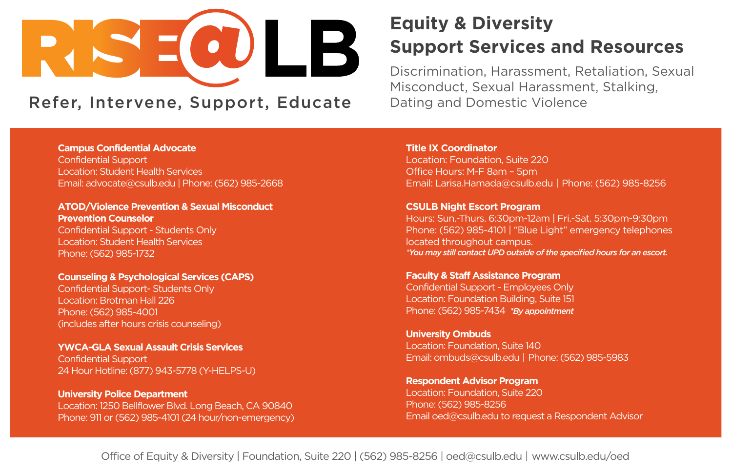# RISE@LB

Refer, Intervene, Support, Educate

## Equity & Diversity Support Services and Resources

Discrimination, Harassment, Retaliation, Sexual Misconduct, Sexual Harassment, Stalking, Dating and Domestic Violence

**Campus Confidential Advocate**
Confidential Support
Location: Student Health Services
Email: advocate@csulb.edu | Phone: (562) 985-2668

**ATOD/Violence Prevention & Sexual Misconduct Prevention Counselor**
Confidential Support - Students Only
Location: Student Health Services
Phone: (562) 985-1732

**Counseling & Psychological Services (CAPS)**
Confidential Support- Students Only
Location: Brotman Hall 226
Phone: (562) 985-4001
(includes after hours crisis counseling)

**YWCA-GLA Sexual Assault Crisis Services**
Confidential Support
24 Hour Hotline: (877) 943-5778 (Y-HELPS-U)

**University Police Department**
Location: 1250 Bellflower Blvd. Long Beach, CA 90840
Phone: 911 or (562) 985-4101 (24 hour/non-emergency)

**Title IX Coordinator**
Location: Foundation, Suite 220
Office Hours: M-F 8am – 5pm
Email: Larisa.Hamada@csulb.edu | Phone: (562) 985-8256

**CSULB Night Escort Program**
Hours: Sun.-Thurs. 6:30pm-12am | Fri.-Sat. 5:30pm-9:30pm
Phone: (562) 985-4101 | "Blue Light" emergency telephones located throughout campus.
*\*You may still contact UPD outside of the specified hours for an escort.*

**Faculty & Staff Assistance Program**
Confidential Support - Employees Only
Location: Foundation Building, Suite 151
Phone: (562) 985-7434 *\*By appointment*

**University Ombuds**
Location: Foundation, Suite 140
Email: ombuds@csulb.edu | Phone: (562) 985-5983

**Respondent Advisor Program**
Location: Foundation, Suite 220
Phone: (562) 985-8256
Email oed@csulb.edu to request a Respondent Advisor

Office of Equity & Diversity | Foundation, Suite 220 | (562) 985-8256 | oed@csulb.edu | www.csulb.edu/oed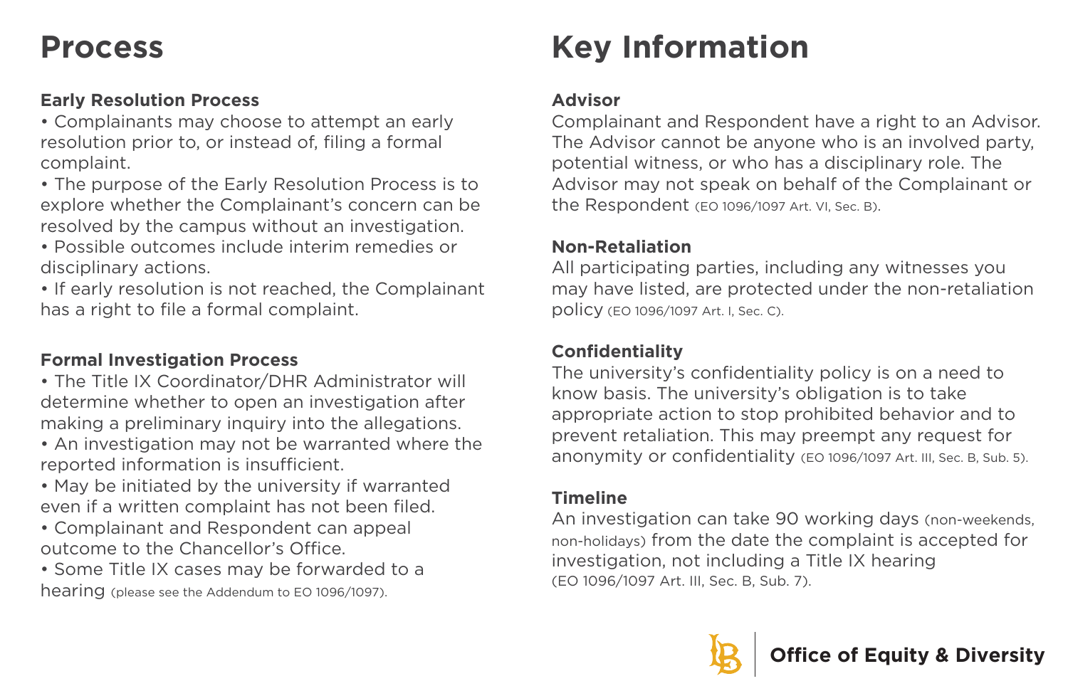# Process

### Early Resolution Process

- Complainants may choose to attempt an early resolution prior to, or instead of, filing a formal complaint.
- The purpose of the Early Resolution Process is to explore whether the Complainant's concern can be resolved by the campus without an investigation.
- Possible outcomes include interim remedies or disciplinary actions.
- If early resolution is not reached, the Complainant has a right to file a formal complaint.

### Formal Investigation Process

- The Title IX Coordinator/DHR Administrator will determine whether to open an investigation after making a preliminary inquiry into the allegations.
- An investigation may not be warranted where the reported information is insufficient.
- May be initiated by the university if warranted even if a written complaint has not been filed.
- Complainant and Respondent can appeal outcome to the Chancellor's Office.
- Some Title IX cases may be forwarded to a hearing (please see the Addendum to EO 1096/1097).

# Key Information

### Advisor

Complainant and Respondent have a right to an Advisor. The Advisor cannot be anyone who is an involved party, potential witness, or who has a disciplinary role. The Advisor may not speak on behalf of the Complainant or the Respondent (EO 1096/1097 Art. VI, Sec. B).

### Non-Retaliation

All participating parties, including any witnesses you may have listed, are protected under the non-retaliation policy (EO 1096/1097 Art. I, Sec. C).

### Confidentiality

The university's confidentiality policy is on a need to know basis. The university's obligation is to take appropriate action to stop prohibited behavior and to prevent retaliation. This may preempt any request for anonymity or confidentiality (EO 1096/1097 Art. III, Sec. B, Sub. 5).

### Timeline

An investigation can take 90 working days (non-weekends, non-holidays) from the date the complaint is accepted for investigation, not including a Title IX hearing (EO 1096/1097 Art. III, Sec. B, Sub. 7).

**Office of Equity & Diversity**